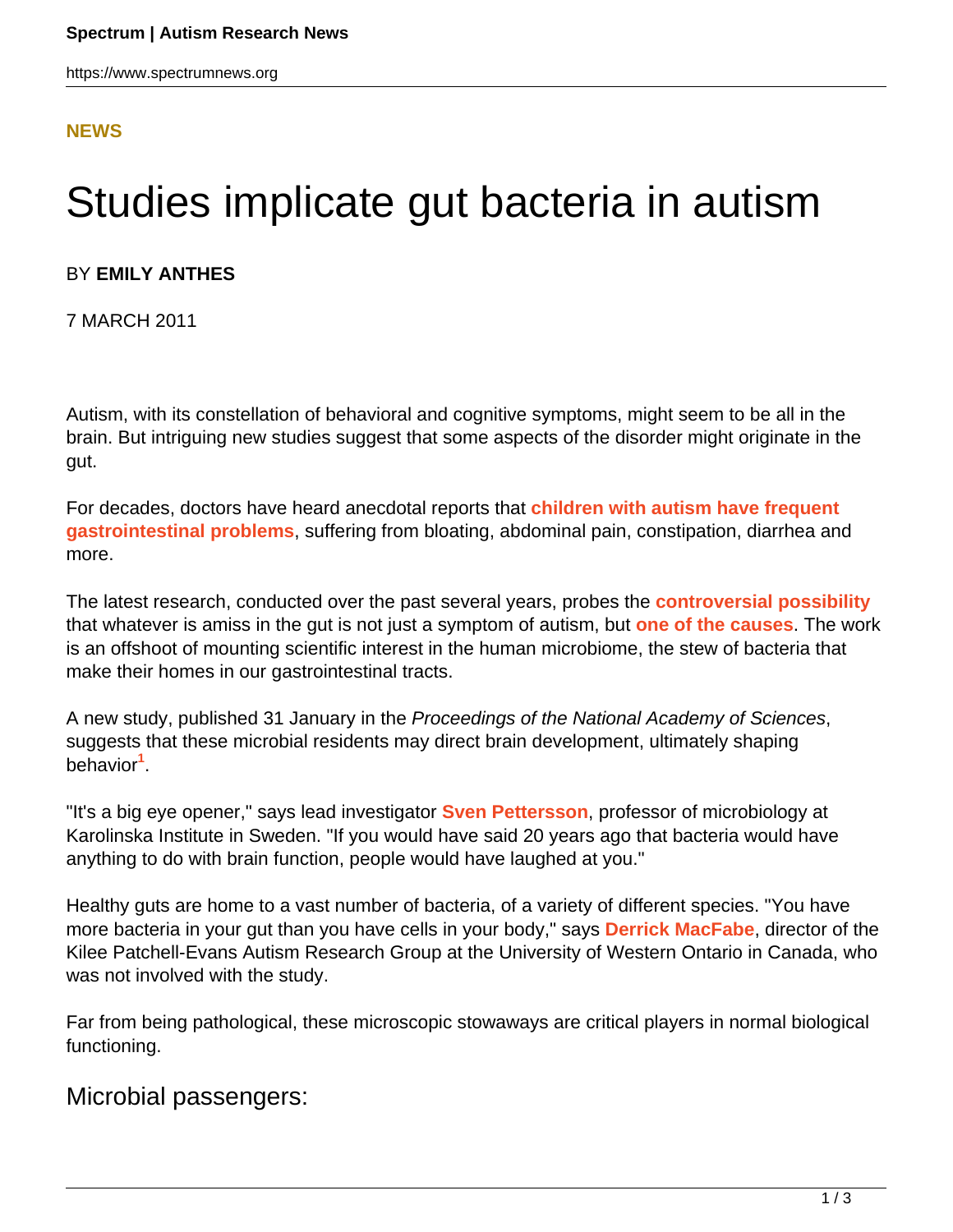NEWS

# Studies implicate gut bacteria in autism

BY **EMILY ANTHES**

7 MARCH 2011

Autism, with its constellation of behavioral and cognitive symptoms, might seem to be all in the brain. But intriguing new studies suggest that some aspects of the disorder might originate in the gut.

For decades, doctors have heard anecdotal reports that **children with autism have frequent gastrointestinal problems**, suffering from bloating, abdominal pain, constipation, diarrhea and more.

The latest research, conducted over the past several years, probes the **controversial possibility** that whatever is amiss in the gut is not just a symptom of autism, but **one of the causes**. The work is an offshoot of mounting scientific interest in the human microbiome, the stew of bacteria that make their homes in our gastrointestinal tracts.

A new study, published 31 January in the *Proceedings of the National Academy of Sciences*, suggests that these microbial residents may direct brain development, ultimately shaping behavior[1].

"It's a big eye opener," says lead investigator **Sven Pettersson**, professor of microbiology at Karolinska Institute in Sweden. "If you would have said 20 years ago that bacteria would have anything to do with brain function, people would have laughed at you."

Healthy guts are home to a vast number of bacteria, of a variety of different species. "You have more bacteria in your gut than you have cells in your body," says **Derrick MacFabe**, director of the Kilee Patchell-Evans Autism Research Group at the University of Western Ontario in Canada, who was not involved with the study.

Far from being pathological, these microscopic stowaways are critical players in normal biological functioning.

## Microbial passengers: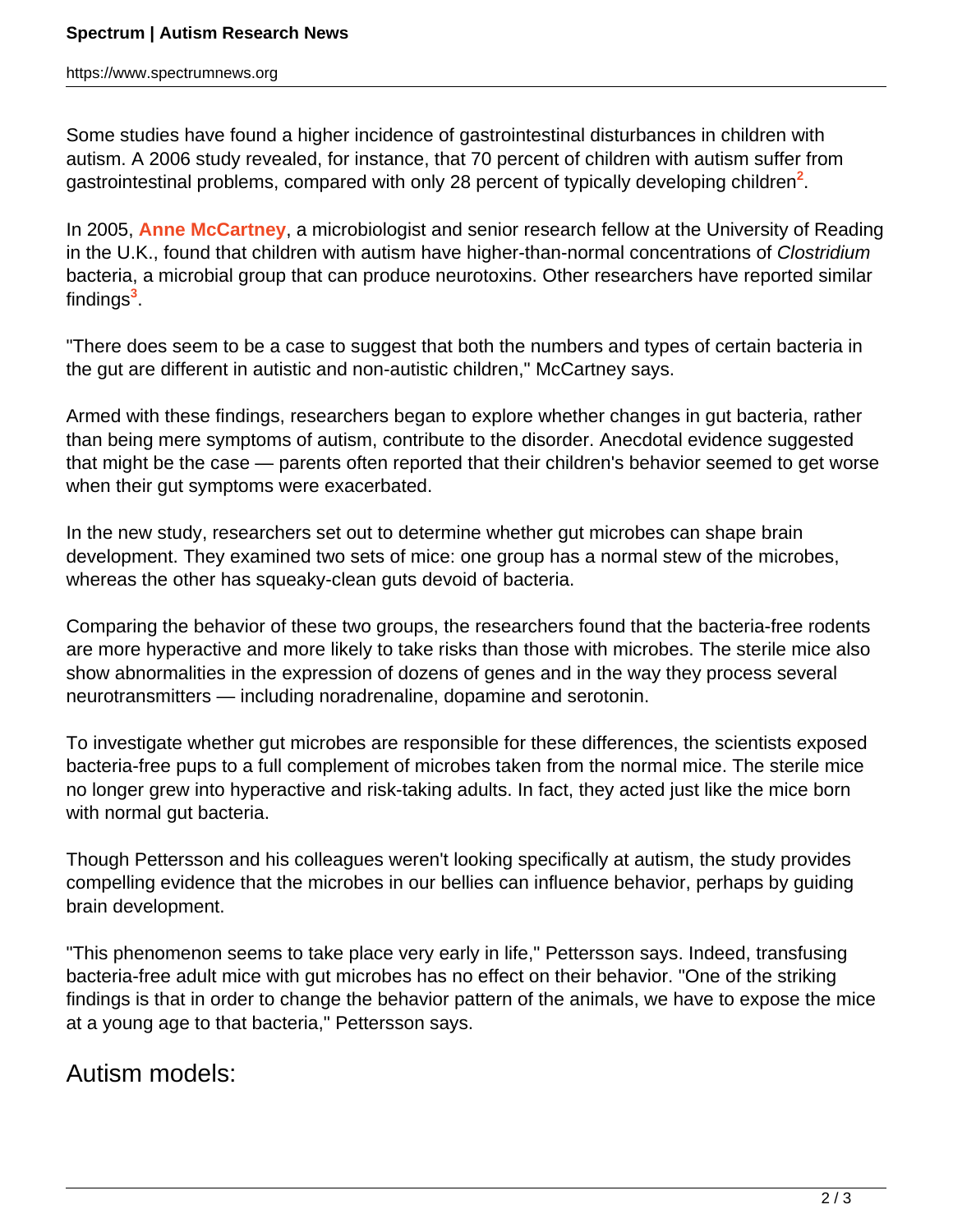Some studies have found a higher incidence of gastrointestinal disturbances in children with autism. A 2006 study revealed, for instance, that 70 percent of children with autism suffer from gastrointestinal problems, compared with only 28 percent of typically developing children[2].

In 2005, **Anne McCartney**, a microbiologist and senior research fellow at the University of Reading in the U.K., found that children with autism have higher-than-normal concentrations of *Clostridium* bacteria, a microbial group that can produce neurotoxins. Other researchers have reported similar findings[3].

"There does seem to be a case to suggest that both the numbers and types of certain bacteria in the gut are different in autistic and non-autistic children," McCartney says.

Armed with these findings, researchers began to explore whether changes in gut bacteria, rather than being mere symptoms of autism, contribute to the disorder. Anecdotal evidence suggested that might be the case — parents often reported that their children's behavior seemed to get worse when their gut symptoms were exacerbated.

In the new study, researchers set out to determine whether gut microbes can shape brain development. They examined two sets of mice: one group has a normal stew of the microbes, whereas the other has squeaky-clean guts devoid of bacteria.

Comparing the behavior of these two groups, the researchers found that the bacteria-free rodents are more hyperactive and more likely to take risks than those with microbes. The sterile mice also show abnormalities in the expression of dozens of genes and in the way they process several neurotransmitters — including noradrenaline, dopamine and serotonin.

To investigate whether gut microbes are responsible for these differences, the scientists exposed bacteria-free pups to a full complement of microbes taken from the normal mice. The sterile mice no longer grew into hyperactive and risk-taking adults. In fact, they acted just like the mice born with normal gut bacteria.

Though Pettersson and his colleagues weren't looking specifically at autism, the study provides compelling evidence that the microbes in our bellies can influence behavior, perhaps by guiding brain development.

"This phenomenon seems to take place very early in life," Pettersson says. Indeed, transfusing bacteria-free adult mice with gut microbes has no effect on their behavior. "One of the striking findings is that in order to change the behavior pattern of the animals, we have to expose the mice at a young age to that bacteria," Pettersson says.

## Autism models: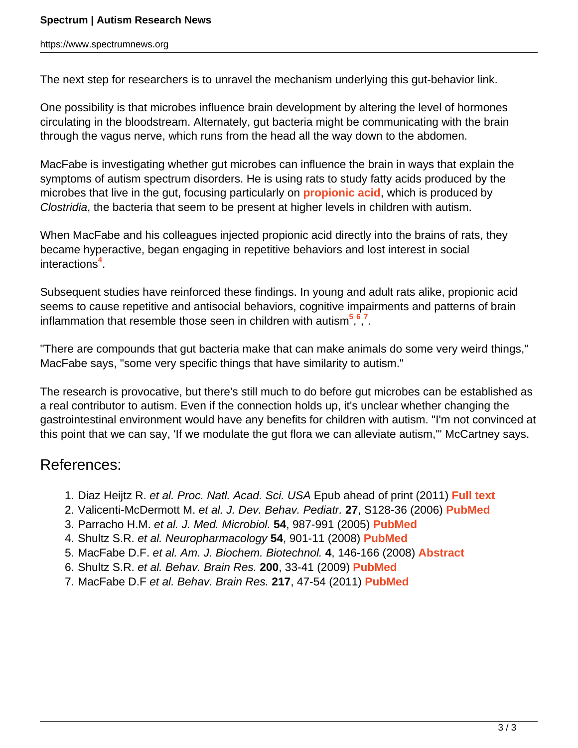The next step for researchers is to unravel the mechanism underlying this gut-behavior link.

One possibility is that microbes influence brain development by altering the level of hormones circulating in the bloodstream. Alternately, gut bacteria might be communicating with the brain through the vagus nerve, which runs from the head all the way down to the abdomen.

MacFabe is investigating whether gut microbes can influence the brain in ways that explain the symptoms of autism spectrum disorders. He is using rats to study fatty acids produced by the microbes that live in the gut, focusing particularly on **propionic acid**, which is produced by *Clostridia*, the bacteria that seem to be present at higher levels in children with autism.

When MacFabe and his colleagues injected propionic acid directly into the brains of rats, they became hyperactive, began engaging in repetitive behaviors and lost interest in social interactions[4].

Subsequent studies have reinforced these findings. In young and adult rats alike, propionic acid seems to cause repetitive and antisocial behaviors, cognitive impairments and patterns of brain inflammation that resemble those seen in children with autism[5,6,7].

"There are compounds that gut bacteria make that can make animals do some very weird things," MacFabe says, "some very specific things that have similarity to autism."

The research is provocative, but there's still much to do before gut microbes can be established as a real contributor to autism. Even if the connection holds up, it's unclear whether changing the gastrointestinal environment would have any benefits for children with autism. "I'm not convinced at this point that we can say, 'If we modulate the gut flora we can alleviate autism,'" McCartney says.

## References:

1. Diaz Heijtz R. *et al. Proc. Natl. Acad. Sci. USA* Epub ahead of print (2011) **Full text**
2. Valicenti-McDermott M. *et al. J. Dev. Behav. Pediatr.* **27**, S128-36 (2006) **PubMed**
3. Parracho H.M. *et al. J. Med. Microbiol.* **54**, 987-991 (2005) **PubMed**
4. Shultz S.R. *et al. Neuropharmacology* **54**, 901-11 (2008) **PubMed**
5. MacFabe D.F. *et al. Am. J. Biochem. Biotechnol.* **4**, 146-166 (2008) **Abstract**
6. Shultz S.R. *et al. Behav. Brain Res.* **200**, 33-41 (2009) **PubMed**
7. MacFabe D.F *et al. Behav. Brain Res.* **217**, 47-54 (2011) **PubMed**